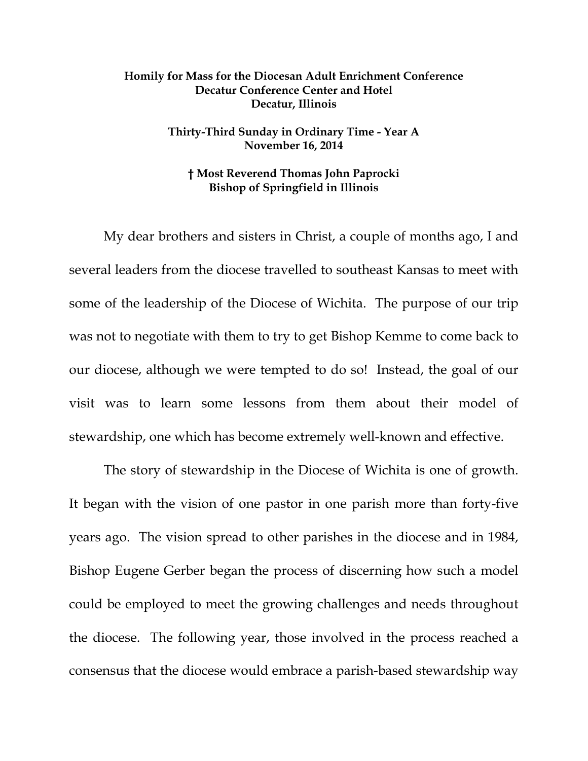**Homily for Mass for the Diocesan Adult Enrichment Conference**
**Decatur Conference Center and Hotel**
**Decatur, Illinois**

**Thirty-Third Sunday in Ordinary Time - Year A**
**November 16, 2014**

**† Most Reverend Thomas John Paprocki**
**Bishop of Springfield in Illinois**

My dear brothers and sisters in Christ, a couple of months ago, I and several leaders from the diocese travelled to southeast Kansas to meet with some of the leadership of the Diocese of Wichita. The purpose of our trip was not to negotiate with them to try to get Bishop Kemme to come back to our diocese, although we were tempted to do so! Instead, the goal of our visit was to learn some lessons from them about their model of stewardship, one which has become extremely well-known and effective.

The story of stewardship in the Diocese of Wichita is one of growth. It began with the vision of one pastor in one parish more than forty-five years ago. The vision spread to other parishes in the diocese and in 1984, Bishop Eugene Gerber began the process of discerning how such a model could be employed to meet the growing challenges and needs throughout the diocese. The following year, those involved in the process reached a consensus that the diocese would embrace a parish-based stewardship way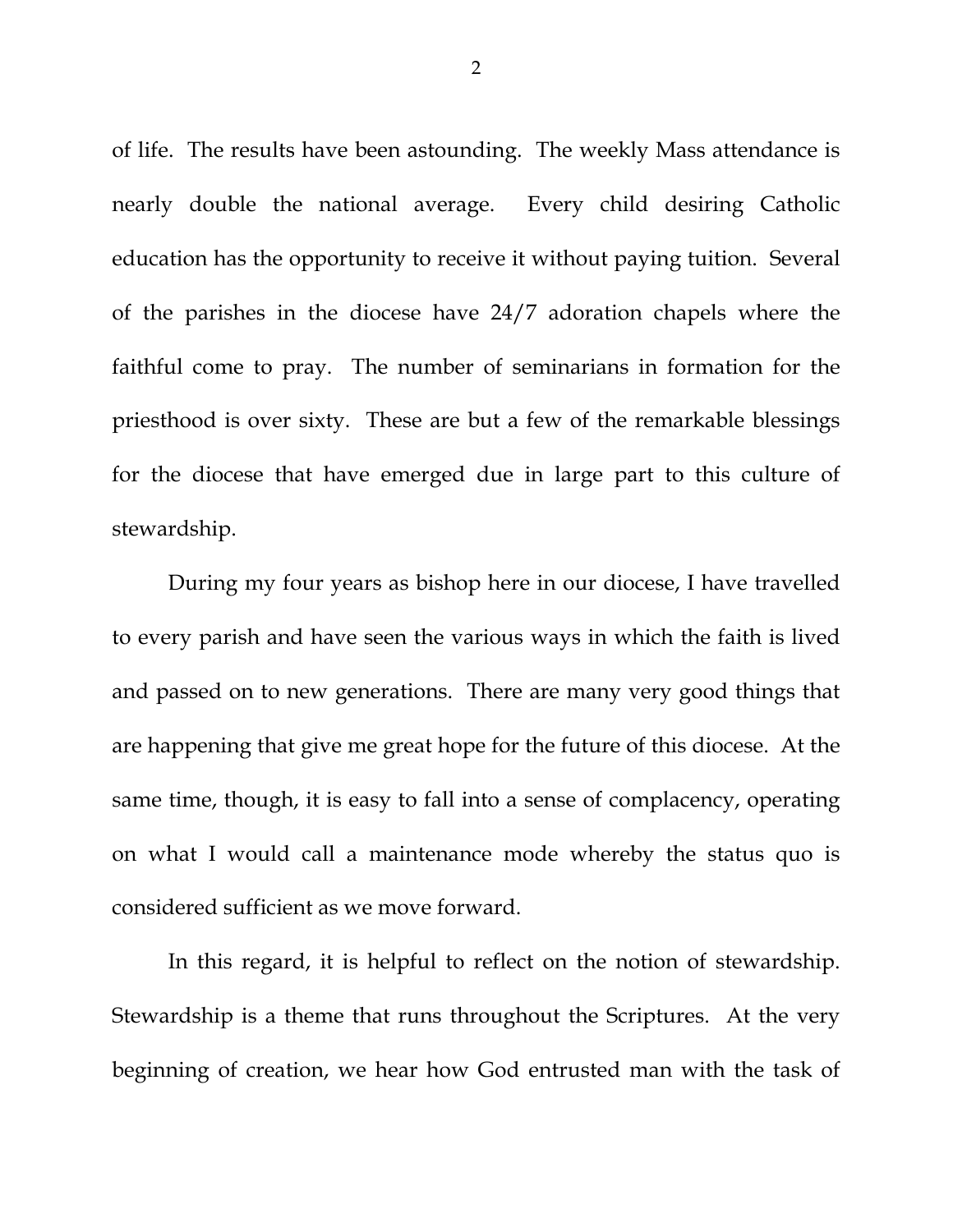of life. The results have been astounding. The weekly Mass attendance is nearly double the national average. Every child desiring Catholic education has the opportunity to receive it without paying tuition. Several of the parishes in the diocese have 24/7 adoration chapels where the faithful come to pray. The number of seminarians in formation for the priesthood is over sixty. These are but a few of the remarkable blessings for the diocese that have emerged due in large part to this culture of stewardship.

During my four years as bishop here in our diocese, I have travelled to every parish and have seen the various ways in which the faith is lived and passed on to new generations. There are many very good things that are happening that give me great hope for the future of this diocese. At the same time, though, it is easy to fall into a sense of complacency, operating on what I would call a maintenance mode whereby the status quo is considered sufficient as we move forward.

In this regard, it is helpful to reflect on the notion of stewardship. Stewardship is a theme that runs throughout the Scriptures. At the very beginning of creation, we hear how God entrusted man with the task of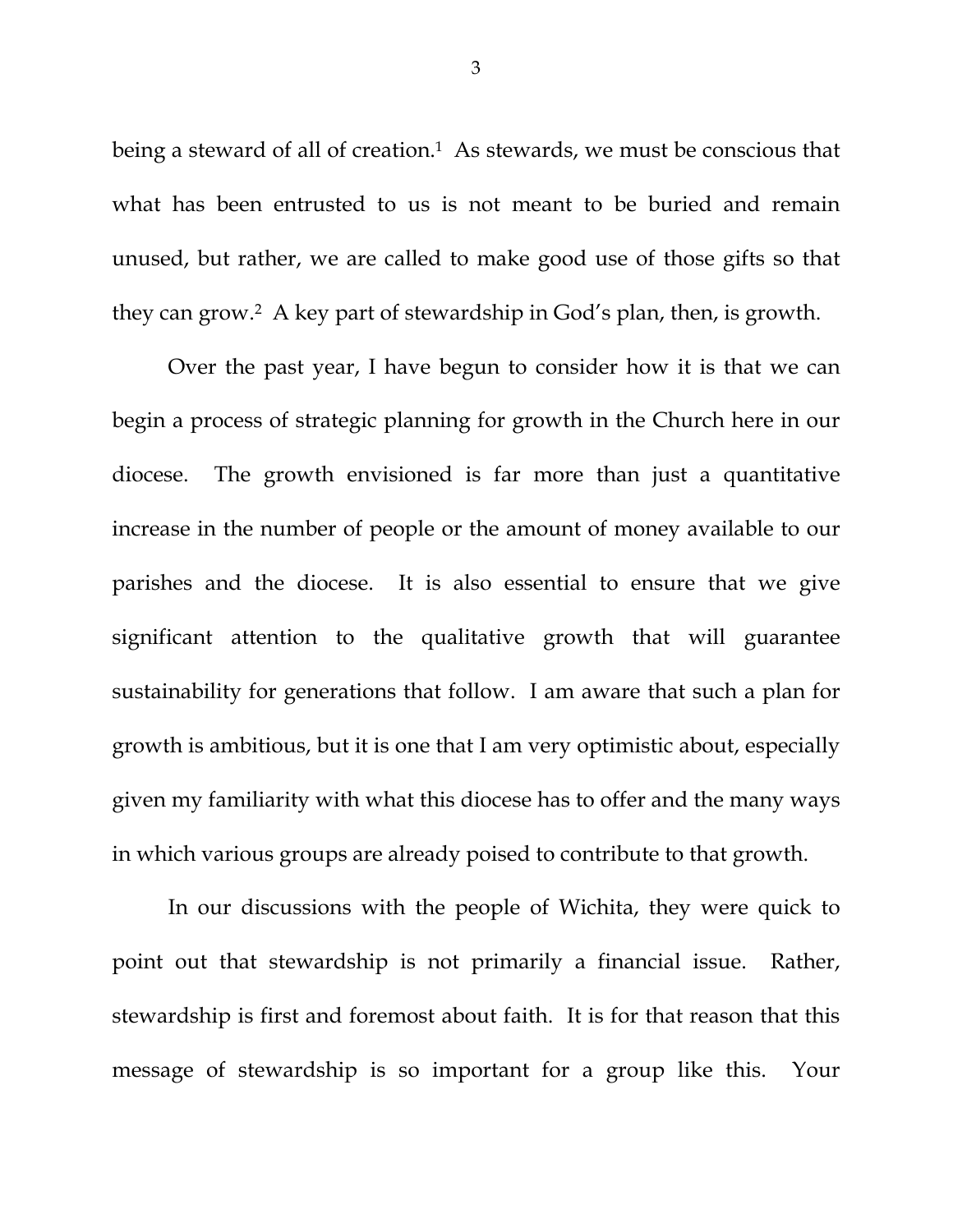being a steward of all of creation.[1] As stewards, we must be conscious that what has been entrusted to us is not meant to be buried and remain unused, but rather, we are called to make good use of those gifts so that they can grow.[2] A key part of stewardship in God's plan, then, is growth.

Over the past year, I have begun to consider how it is that we can begin a process of strategic planning for growth in the Church here in our diocese. The growth envisioned is far more than just a quantitative increase in the number of people or the amount of money available to our parishes and the diocese. It is also essential to ensure that we give significant attention to the qualitative growth that will guarantee sustainability for generations that follow. I am aware that such a plan for growth is ambitious, but it is one that I am very optimistic about, especially given my familiarity with what this diocese has to offer and the many ways in which various groups are already poised to contribute to that growth.

In our discussions with the people of Wichita, they were quick to point out that stewardship is not primarily a financial issue. Rather, stewardship is first and foremost about faith. It is for that reason that this message of stewardship is so important for a group like this. Your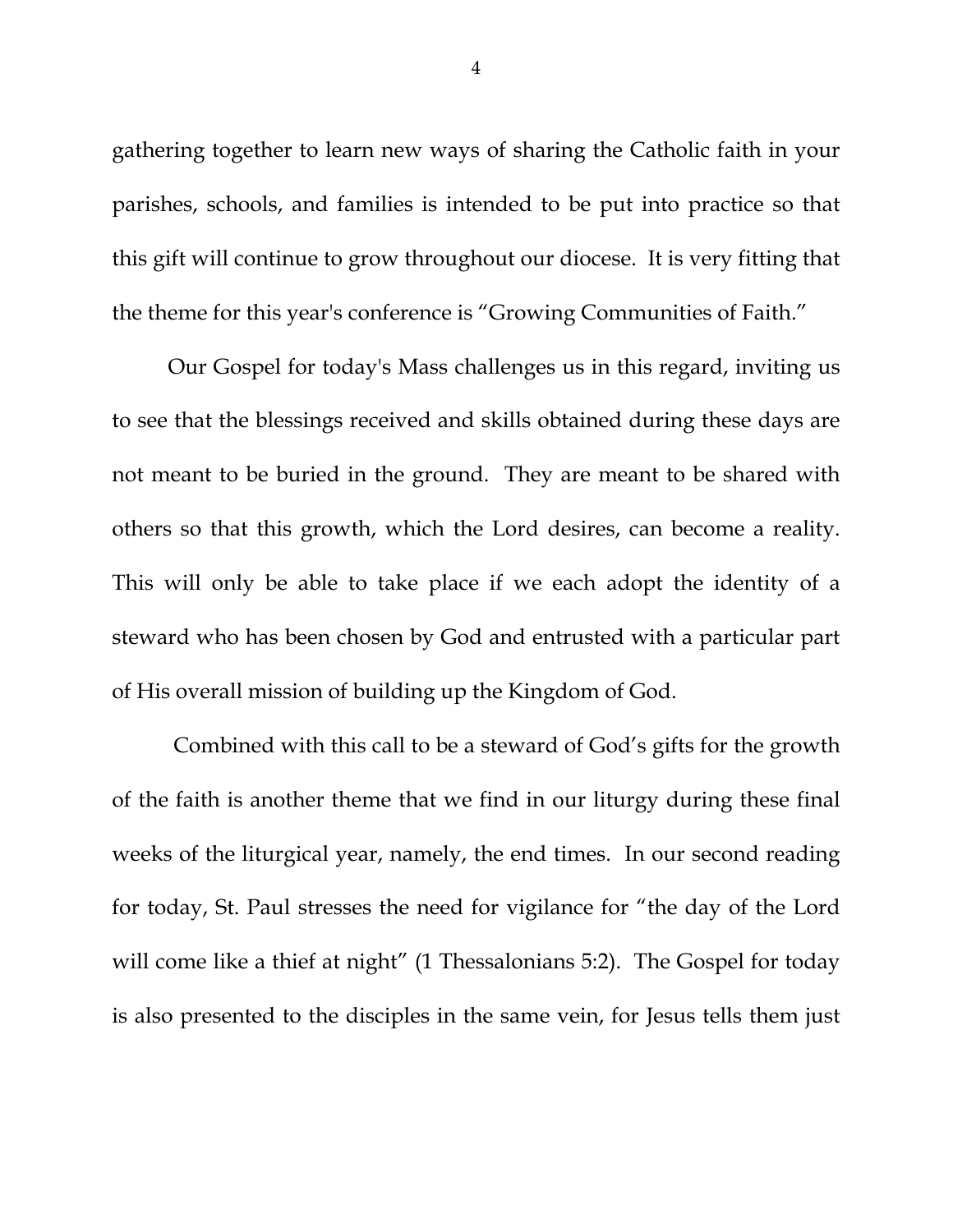gathering together to learn new ways of sharing the Catholic faith in your parishes, schools, and families is intended to be put into practice so that this gift will continue to grow throughout our diocese. It is very fitting that the theme for this year's conference is "Growing Communities of Faith."

Our Gospel for today's Mass challenges us in this regard, inviting us to see that the blessings received and skills obtained during these days are not meant to be buried in the ground. They are meant to be shared with others so that this growth, which the Lord desires, can become a reality. This will only be able to take place if we each adopt the identity of a steward who has been chosen by God and entrusted with a particular part of His overall mission of building up the Kingdom of God.

Combined with this call to be a steward of God's gifts for the growth of the faith is another theme that we find in our liturgy during these final weeks of the liturgical year, namely, the end times. In our second reading for today, St. Paul stresses the need for vigilance for "the day of the Lord will come like a thief at night" (1 Thessalonians 5:2). The Gospel for today is also presented to the disciples in the same vein, for Jesus tells them just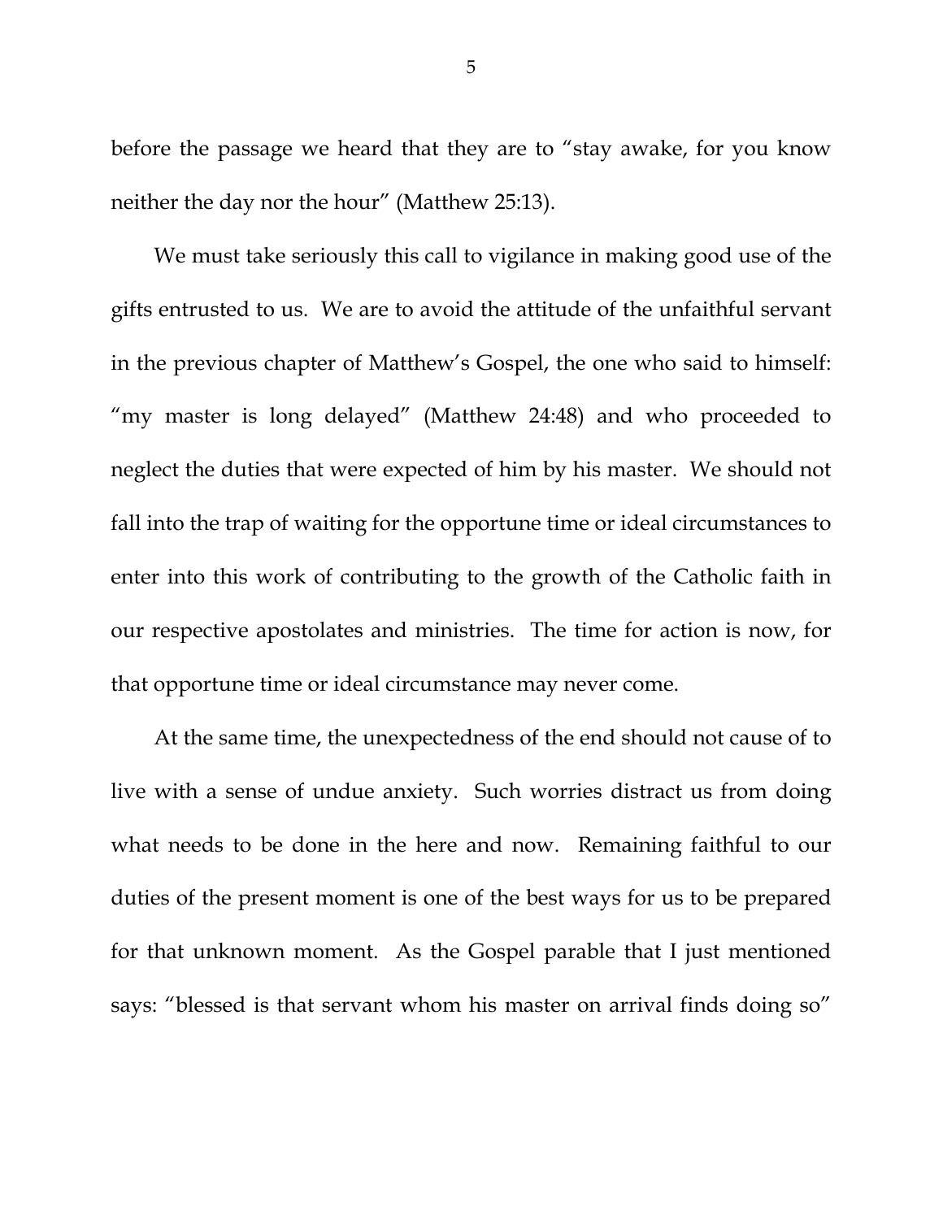before the passage we heard that they are to "stay awake, for you know neither the day nor the hour" (Matthew 25:13).

We must take seriously this call to vigilance in making good use of the gifts entrusted to us. We are to avoid the attitude of the unfaithful servant in the previous chapter of Matthew's Gospel, the one who said to himself: "my master is long delayed" (Matthew 24:48) and who proceeded to neglect the duties that were expected of him by his master. We should not fall into the trap of waiting for the opportune time or ideal circumstances to enter into this work of contributing to the growth of the Catholic faith in our respective apostolates and ministries. The time for action is now, for that opportune time or ideal circumstance may never come.

At the same time, the unexpectedness of the end should not cause of to live with a sense of undue anxiety. Such worries distract us from doing what needs to be done in the here and now. Remaining faithful to our duties of the present moment is one of the best ways for us to be prepared for that unknown moment. As the Gospel parable that I just mentioned says: "blessed is that servant whom his master on arrival finds doing so"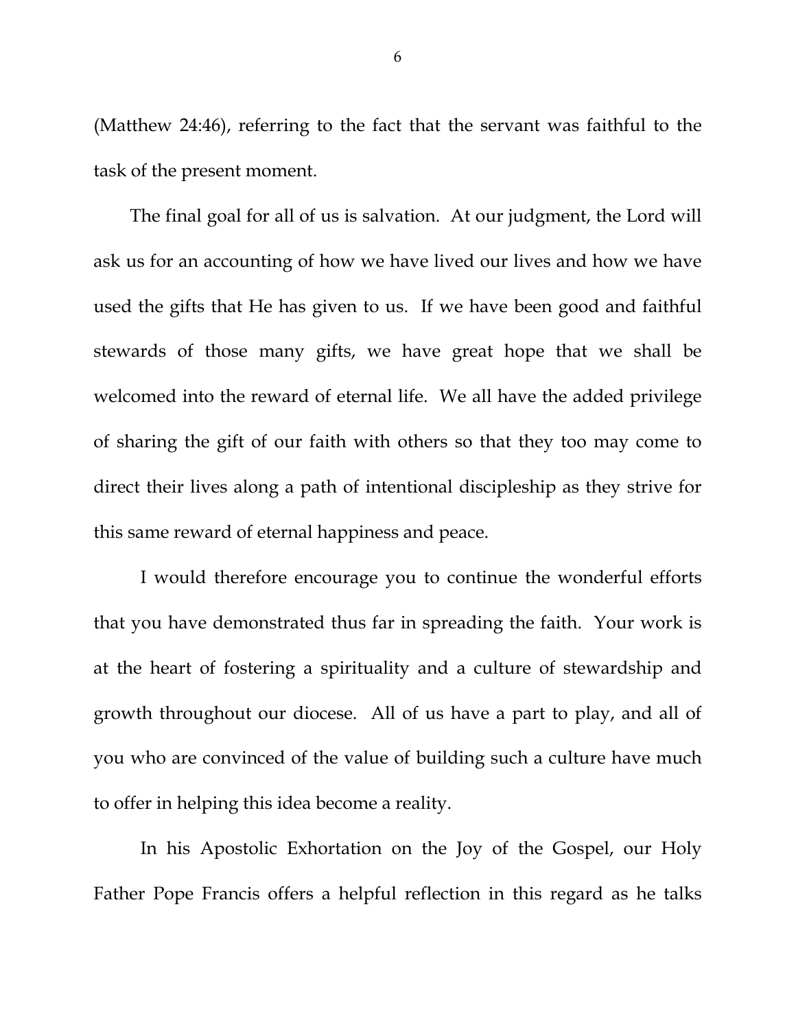(Matthew 24:46), referring to the fact that the servant was faithful to the task of the present moment.

The final goal for all of us is salvation. At our judgment, the Lord will ask us for an accounting of how we have lived our lives and how we have used the gifts that He has given to us. If we have been good and faithful stewards of those many gifts, we have great hope that we shall be welcomed into the reward of eternal life. We all have the added privilege of sharing the gift of our faith with others so that they too may come to direct their lives along a path of intentional discipleship as they strive for this same reward of eternal happiness and peace.

I would therefore encourage you to continue the wonderful efforts that you have demonstrated thus far in spreading the faith. Your work is at the heart of fostering a spirituality and a culture of stewardship and growth throughout our diocese. All of us have a part to play, and all of you who are convinced of the value of building such a culture have much to offer in helping this idea become a reality.

In his Apostolic Exhortation on the Joy of the Gospel, our Holy Father Pope Francis offers a helpful reflection in this regard as he talks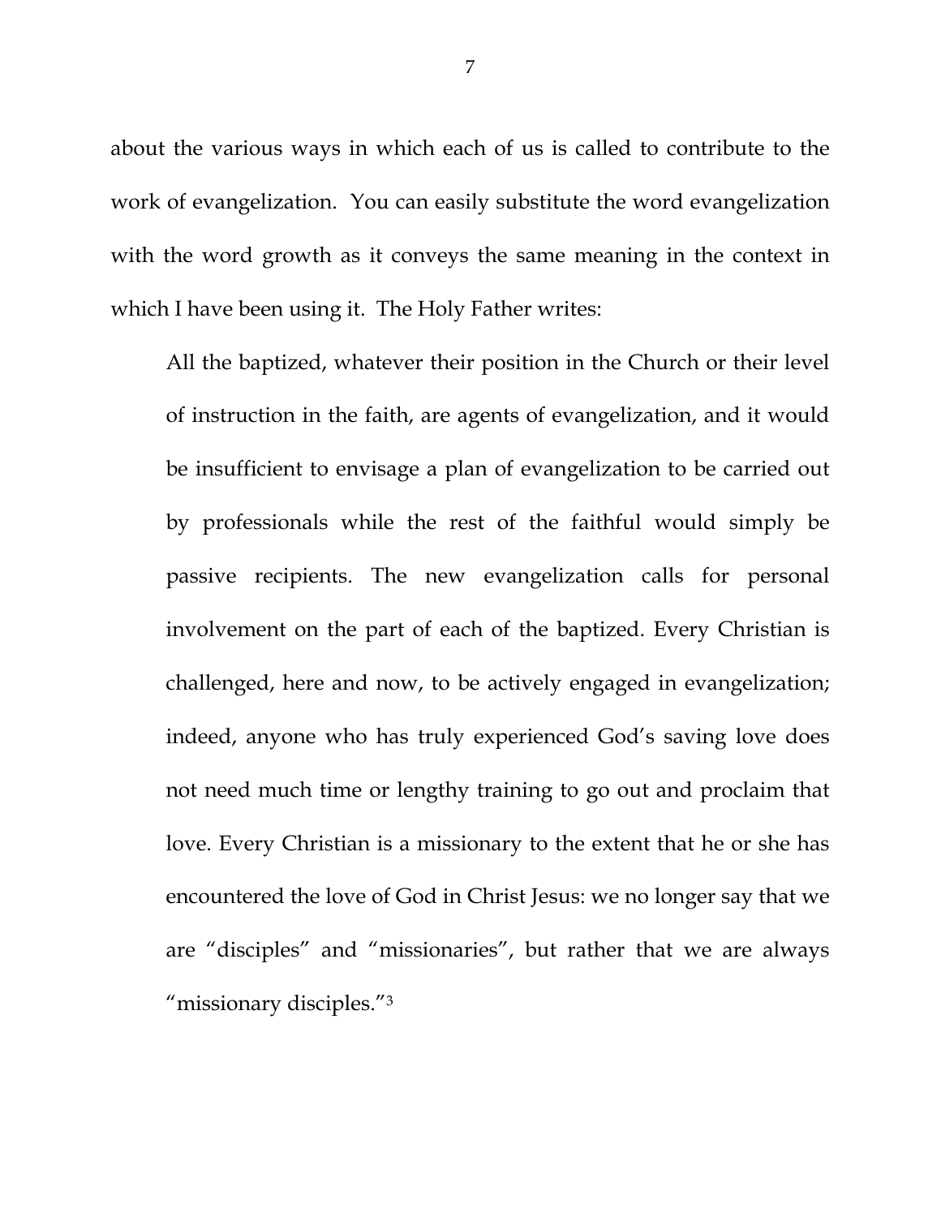about the various ways in which each of us is called to contribute to the work of evangelization. You can easily substitute the word evangelization with the word growth as it conveys the same meaning in the context in which I have been using it. The Holy Father writes:

> All the baptized, whatever their position in the Church or their level of instruction in the faith, are agents of evangelization, and it would be insufficient to envisage a plan of evangelization to be carried out by professionals while the rest of the faithful would simply be passive recipients. The new evangelization calls for personal involvement on the part of each of the baptized. Every Christian is challenged, here and now, to be actively engaged in evangelization; indeed, anyone who has truly experienced God's saving love does not need much time or lengthy training to go out and proclaim that love. Every Christian is a missionary to the extent that he or she has encountered the love of God in Christ Jesus: we no longer say that we are "disciples" and "missionaries", but rather that we are always "missionary disciples."[3]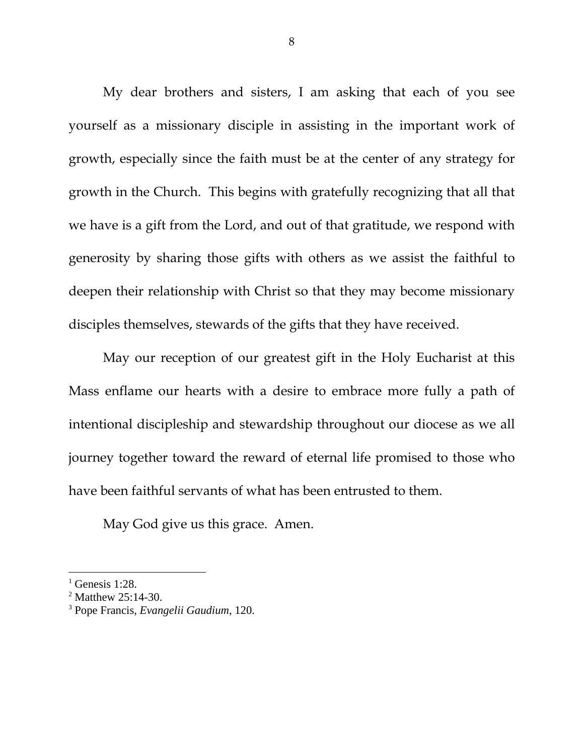My dear brothers and sisters, I am asking that each of you see yourself as a missionary disciple in assisting in the important work of growth, especially since the faith must be at the center of any strategy for growth in the Church. This begins with gratefully recognizing that all that we have is a gift from the Lord, and out of that gratitude, we respond with generosity by sharing those gifts with others as we assist the faithful to deepen their relationship with Christ so that they may become missionary disciples themselves, stewards of the gifts that they have received.

May our reception of our greatest gift in the Holy Eucharist at this Mass enflame our hearts with a desire to embrace more fully a path of intentional discipleship and stewardship throughout our diocese as we all journey together toward the reward of eternal life promised to those who have been faithful servants of what has been entrusted to them.

May God give us this grace. Amen.

---

[1] Genesis 1:28.
[2] Matthew 25:14-30.
[3] Pope Francis, *Evangelii Gaudium*, 120.